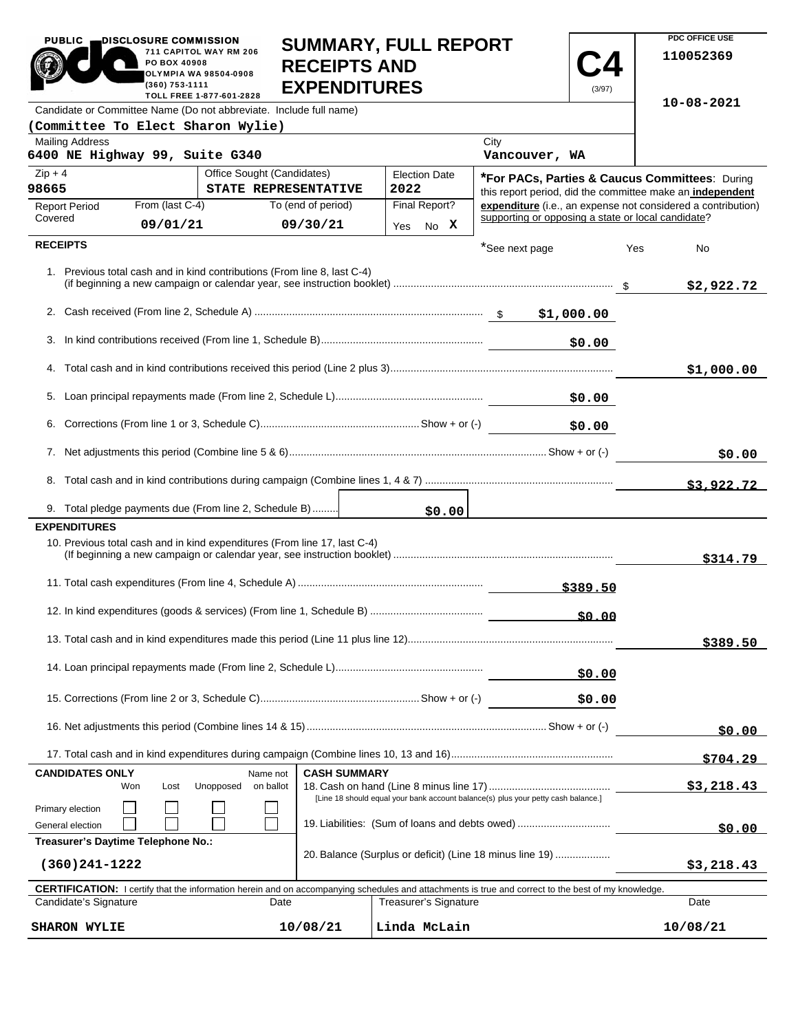PUBLIC DISCLOSURE COMMISSION
711 CAPITOL WAY RM 206
PO BOX 40908
OLYMPIA WA 98504-0908
(360) 753-1111
TOLL FREE 1-877-601-2828

# SUMMARY, FULL REPORT RECEIPTS AND EXPENDITURES

**C4** (3/97)

PDC OFFICE USE
110052369

10-08-2021

Candidate or Committee Name (Do not abbreviate. Include full name)
**(Committee To Elect Sharon Wylie)**

| Mailing Address | City |
|---|---|
| 6400 NE Highway 99, Suite G340 | Vancouver, WA |

| Zip + 4 | Office Sought (Candidates) | Election Date |
|---|---|---|
| 98665 | STATE REPRESENTATIVE | 2022 |

| Report Period Covered | From (last C-4) | To (end of period) | Final Report? |
|---|---|---|---|
| | 09/01/21 | 09/30/21 | Yes No X |

***For PACs, Parties & Caucus Committees**: During this report period, did the committee make an **independent expenditure** (i.e., an expense not considered a contribution) supporting or opposing a state or local candidate?

*See next page  Yes  No

## RECEIPTS

| Line | Description | Amount | Total |
|---|---|---|---|
| 1. | Previous total cash and in kind contributions (From line 8, last C-4) (if beginning a new campaign or calendar year, see instruction booklet) | | $2,922.72 |
| 2. | Cash received (From line 2, Schedule A) | $1,000.00 | |
| 3. | In kind contributions received (From line 1, Schedule B) | $0.00 | |
| 4. | Total cash and in kind contributions received this period (Line 2 plus 3) | | $1,000.00 |
| 5. | Loan principal repayments made (From line 2, Schedule L) | $0.00 | |
| 6. | Corrections (From line 1 or 3, Schedule C) Show + or (-) | $0.00 | |
| 7. | Net adjustments this period (Combine line 5 & 6) Show + or (-) | | $0.00 |
| 8. | Total cash and in kind contributions during campaign (Combine lines 1, 4 & 7) | | $3,922.72 |
| 9. | Total pledge payments due (From line 2, Schedule B) | $0.00 | |

## EXPENDITURES

| Line | Description | Amount | Total |
|---|---|---|---|
| 10. | Previous total cash and in kind expenditures (From line 17, last C-4) (If beginning a new campaign or calendar year, see instruction booklet) | | $314.79 |
| 11. | Total cash expenditures (From line 4, Schedule A) | $389.50 | |
| 12. | In kind expenditures (goods & services) (From line 1, Schedule B) | $0.00 | |
| 13. | Total cash and in kind expenditures made this period (Line 11 plus line 12) | | $389.50 |
| 14. | Loan principal repayments made (From line 2, Schedule L) | $0.00 | |
| 15. | Corrections (From line 2 or 3, Schedule C) Show + or (-) | $0.00 | |
| 16. | Net adjustments this period (Combine lines 14 & 15) Show + or (-) | | $0.00 |
| 17. | Total cash and in kind expenditures during campaign (Combine lines 10, 13 and 16) | | $704.29 |

**CANDIDATES ONLY**

| | Won | Lost | Unopposed | Name not on ballot |
|---|---|---|---|---|
| Primary election | ☐ | ☐ | ☐ | ☐ |
| General election | ☐ | ☐ | ☐ | ☐ |

**Treasurer's Daytime Telephone No.:** (360)241-1222

**CASH SUMMARY**

| Line | Description | Amount |
|---|---|---|
| 18. | Cash on hand (Line 8 minus line 17) [Line 18 should equal your bank account balance(s) plus your petty cash balance.] | $3,218.43 |
| 19. | Liabilities: (Sum of loans and debts owed) | $0.00 |
| 20. | Balance (Surplus or deficit) (Line 18 minus line 19) | $3,218.43 |

**CERTIFICATION:** I certify that the information herein and on accompanying schedules and attachments is true and correct to the best of my knowledge.

| Candidate's Signature | Date | Treasurer's Signature | Date |
|---|---|---|---|
| SHARON WYLIE | 10/08/21 | Linda McLain | 10/08/21 |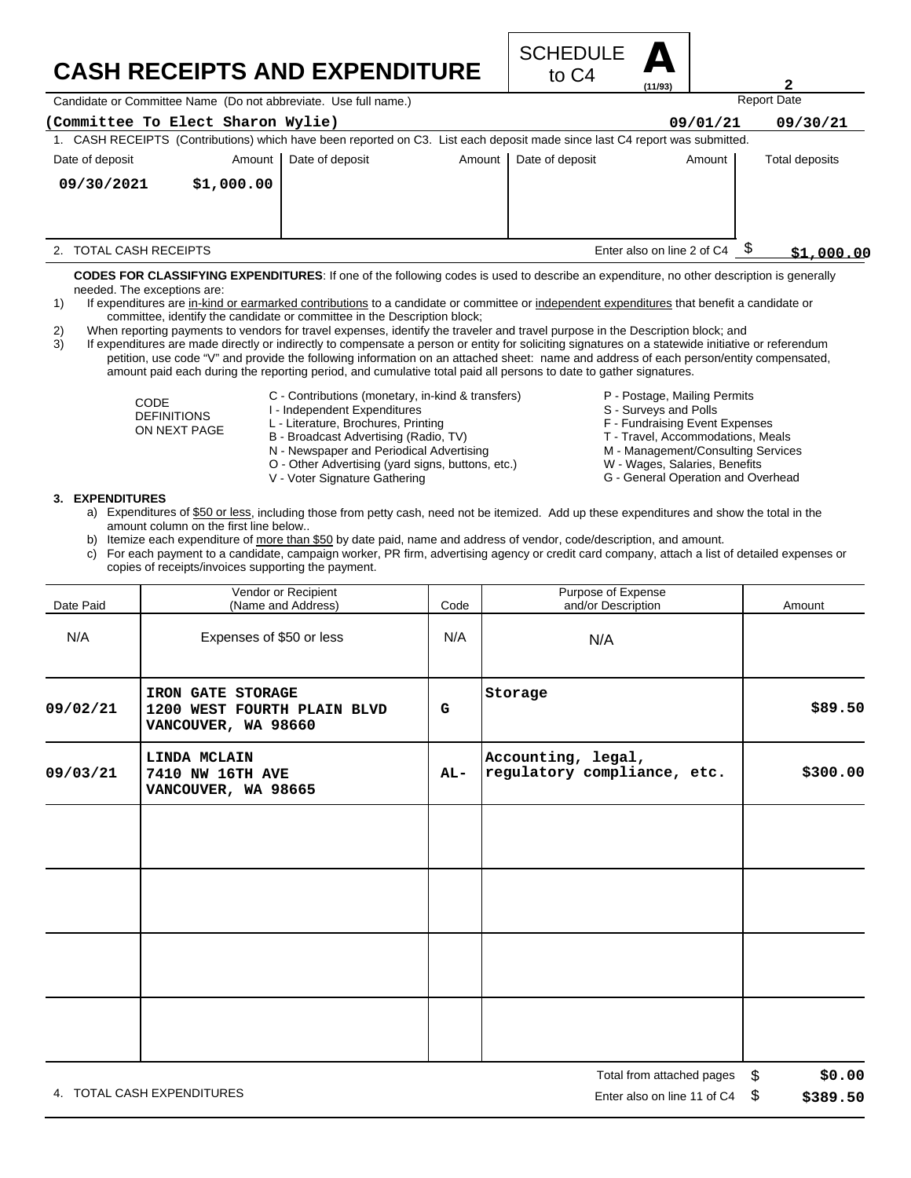# CASH RECEIPTS AND EXPENDITURE

SCHEDULE **A** to C4 (11/93)

**2**

Candidate or Committee Name (Do not abbreviate. Use full name.) | Report Date

**(Committee To Elect Sharon Wylie)** **09/01/21** **09/30/21**

1. CASH RECEIPTS (Contributions) which have been reported on C3. List each deposit made since last C4 report was submitted.

| Date of deposit | Amount | Date of deposit | Amount | Date of deposit | Amount | Total deposits |
|---|---|---|---|---|---|---|
| 09/30/2021 | $1,000.00 | | | | | |

2. TOTAL CASH RECEIPTS — Enter also on line 2 of C4 $ **$1,000.00**

**CODES FOR CLASSIFYING EXPENDITURES**: If one of the following codes is used to describe an expenditure, no other description is generally needed. The exceptions are:

1) If expenditures are in-kind or earmarked contributions to a candidate or committee or independent expenditures that benefit a candidate or committee, identify the candidate or committee in the Description block;
2) When reporting payments to vendors for travel expenses, identify the traveler and travel purpose in the Description block; and
3) If expenditures are made directly or indirectly to compensate a person or entity for soliciting signatures on a statewide initiative or referendum petition, use code "V" and provide the following information on an attached sheet: name and address of each person/entity compensated, amount paid each during the reporting period, and cumulative total paid all persons to date to gather signatures.

CODE DEFINITIONS ON NEXT PAGE

- C - Contributions (monetary, in-kind & transfers)
- I - Independent Expenditures
- L - Literature, Brochures, Printing
- B - Broadcast Advertising (Radio, TV)
- N - Newspaper and Periodical Advertising
- O - Other Advertising (yard signs, buttons, etc.)
- V - Voter Signature Gathering
- P - Postage, Mailing Permits
- S - Surveys and Polls
- F - Fundraising Event Expenses
- T - Travel, Accommodations, Meals
- M - Management/Consulting Services
- W - Wages, Salaries, Benefits
- G - General Operation and Overhead

**3. EXPENDITURES**

a) Expenditures of $50 or less, including those from petty cash, need not be itemized. Add up these expenditures and show the total in the amount column on the first line below..
b) Itemize each expenditure of more than $50 by date paid, name and address of vendor, code/description, and amount.
c) For each payment to a candidate, campaign worker, PR firm, advertising agency or credit card company, attach a list of detailed expenses or copies of receipts/invoices supporting the payment.

| Date Paid | Vendor or Recipient (Name and Address) | Code | Purpose of Expense and/or Description | Amount |
|---|---|---|---|---|
| N/A | Expenses of $50 or less | N/A | N/A | |
| 09/02/21 | IRON GATE STORAGE 1200 WEST FOURTH PLAIN BLVD VANCOUVER, WA 98660 | G | Storage | $89.50 |
| 09/03/21 | LINDA MCLAIN 7410 NW 16TH AVE VANCOUVER, WA 98665 | AL- | Accounting, legal, regulatory compliance, etc. | $300.00 |
| | | | | |
| | | | | |
| | | | | |
| | | | | |

Total from attached pages $ **$0.00**

4. TOTAL CASH EXPENDITURES — Enter also on line 11 of C4 $ **$389.50**